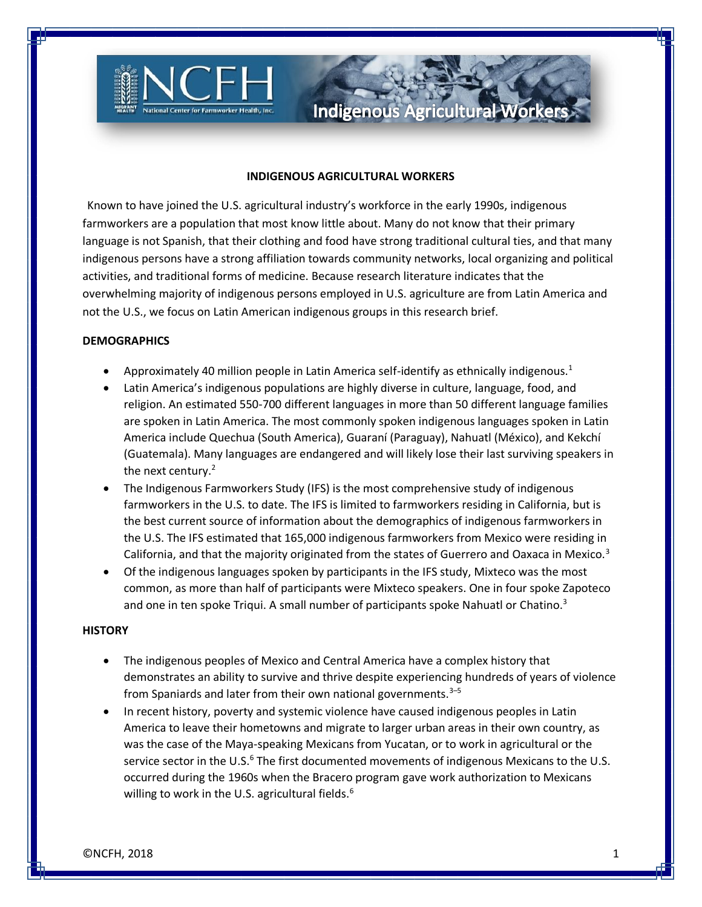# INDIGENOUS AGRICULTURAL WORKERS

Known to have joined the U.S. agricultural industry's workforce in the early 1990s, indigenous farmworkers are a population that most know little about. Many do not know that their primary language is not Spanish, that their clothing and food have strong traditional cultural ties, and that many indigenous persons have a strong affiliation towards community networks, local organizing and political activities, and traditional forms of medicine. Because research literature indicates that the overwhelming majority of indigenous persons employed in U.S. agriculture are from Latin America and not the U.S., we focus on Latin American indigenous groups in this research brief.

## DEMOGRAPHICS

- Approximately 40 million people in Latin America self-identify as ethnically indigenous.[1]
- Latin America's indigenous populations are highly diverse in culture, language, food, and religion. An estimated 550-700 different languages in more than 50 different language families are spoken in Latin America. The most commonly spoken indigenous languages spoken in Latin America include Quechua (South America), Guaraní (Paraguay), Nahuatl (México), and Kekchí (Guatemala). Many languages are endangered and will likely lose their last surviving speakers in the next century.[2]
- The Indigenous Farmworkers Study (IFS) is the most comprehensive study of indigenous farmworkers in the U.S. to date. The IFS is limited to farmworkers residing in California, but is the best current source of information about the demographics of indigenous farmworkers in the U.S. The IFS estimated that 165,000 indigenous farmworkers from Mexico were residing in California, and that the majority originated from the states of Guerrero and Oaxaca in Mexico.[3]
- Of the indigenous languages spoken by participants in the IFS study, Mixteco was the most common, as more than half of participants were Mixteco speakers. One in four spoke Zapoteco and one in ten spoke Triqui. A small number of participants spoke Nahuatl or Chatino.[3]

## HISTORY

- The indigenous peoples of Mexico and Central America have a complex history that demonstrates an ability to survive and thrive despite experiencing hundreds of years of violence from Spaniards and later from their own national governments.[3–5]
- In recent history, poverty and systemic violence have caused indigenous peoples in Latin America to leave their hometowns and migrate to larger urban areas in their own country, as was the case of the Maya-speaking Mexicans from Yucatan, or to work in agricultural or the service sector in the U.S.[6] The first documented movements of indigenous Mexicans to the U.S. occurred during the 1960s when the Bracero program gave work authorization to Mexicans willing to work in the U.S. agricultural fields.[6]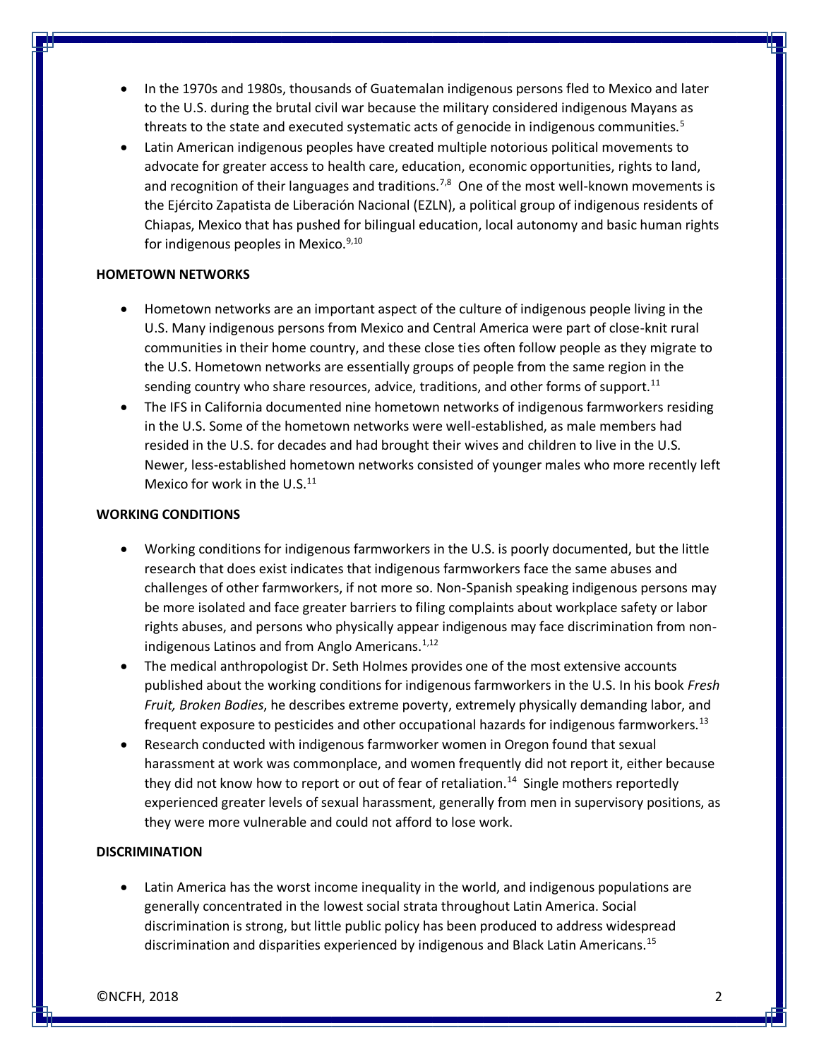- In the 1970s and 1980s, thousands of Guatemalan indigenous persons fled to Mexico and later to the U.S. during the brutal civil war because the military considered indigenous Mayans as threats to the state and executed systematic acts of genocide in indigenous communities.[5]
- Latin American indigenous peoples have created multiple notorious political movements to advocate for greater access to health care, education, economic opportunities, rights to land, and recognition of their languages and traditions.[7,8] One of the most well-known movements is the Ejército Zapatista de Liberación Nacional (EZLN), a political group of indigenous residents of Chiapas, Mexico that has pushed for bilingual education, local autonomy and basic human rights for indigenous peoples in Mexico.[9,10]

**HOMETOWN NETWORKS**

- Hometown networks are an important aspect of the culture of indigenous people living in the U.S. Many indigenous persons from Mexico and Central America were part of close-knit rural communities in their home country, and these close ties often follow people as they migrate to the U.S. Hometown networks are essentially groups of people from the same region in the sending country who share resources, advice, traditions, and other forms of support.[11]
- The IFS in California documented nine hometown networks of indigenous farmworkers residing in the U.S. Some of the hometown networks were well-established, as male members had resided in the U.S. for decades and had brought their wives and children to live in the U.S. Newer, less-established hometown networks consisted of younger males who more recently left Mexico for work in the U.S.[11]

**WORKING CONDITIONS**

- Working conditions for indigenous farmworkers in the U.S. is poorly documented, but the little research that does exist indicates that indigenous farmworkers face the same abuses and challenges of other farmworkers, if not more so. Non-Spanish speaking indigenous persons may be more isolated and face greater barriers to filing complaints about workplace safety or labor rights abuses, and persons who physically appear indigenous may face discrimination from non-indigenous Latinos and from Anglo Americans.[1,12]
- The medical anthropologist Dr. Seth Holmes provides one of the most extensive accounts published about the working conditions for indigenous farmworkers in the U.S. In his book *Fresh Fruit, Broken Bodies*, he describes extreme poverty, extremely physically demanding labor, and frequent exposure to pesticides and other occupational hazards for indigenous farmworkers.[13]
- Research conducted with indigenous farmworker women in Oregon found that sexual harassment at work was commonplace, and women frequently did not report it, either because they did not know how to report or out of fear of retaliation.[14] Single mothers reportedly experienced greater levels of sexual harassment, generally from men in supervisory positions, as they were more vulnerable and could not afford to lose work.

**DISCRIMINATION**

- Latin America has the worst income inequality in the world, and indigenous populations are generally concentrated in the lowest social strata throughout Latin America. Social discrimination is strong, but little public policy has been produced to address widespread discrimination and disparities experienced by indigenous and Black Latin Americans.[15]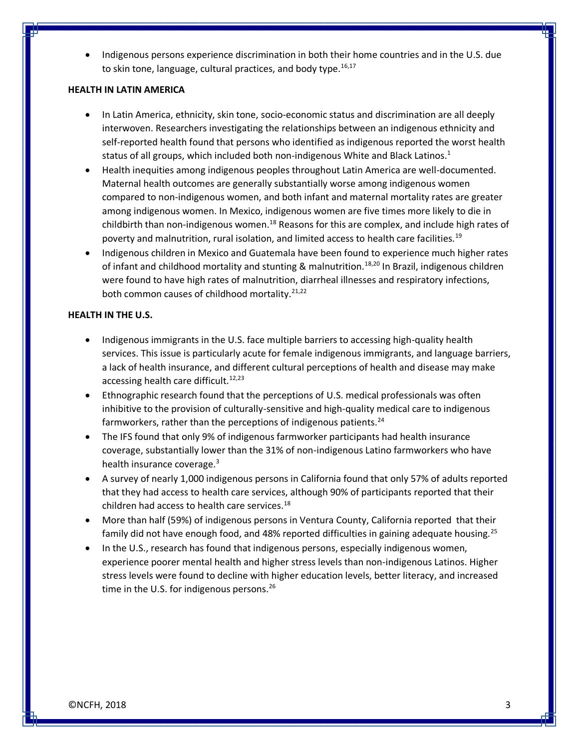- Indigenous persons experience discrimination in both their home countries and in the U.S. due to skin tone, language, cultural practices, and body type.[16,17]

**HEALTH IN LATIN AMERICA**

- In Latin America, ethnicity, skin tone, socio-economic status and discrimination are all deeply interwoven. Researchers investigating the relationships between an indigenous ethnicity and self-reported health found that persons who identified as indigenous reported the worst health status of all groups, which included both non-indigenous White and Black Latinos.[1]
- Health inequities among indigenous peoples throughout Latin America are well-documented. Maternal health outcomes are generally substantially worse among indigenous women compared to non-indigenous women, and both infant and maternal mortality rates are greater among indigenous women. In Mexico, indigenous women are five times more likely to die in childbirth than non-indigenous women.[18] Reasons for this are complex, and include high rates of poverty and malnutrition, rural isolation, and limited access to health care facilities.[19]
- Indigenous children in Mexico and Guatemala have been found to experience much higher rates of infant and childhood mortality and stunting & malnutrition.[18,20] In Brazil, indigenous children were found to have high rates of malnutrition, diarrheal illnesses and respiratory infections, both common causes of childhood mortality.[21,22]

**HEALTH IN THE U.S.**

- Indigenous immigrants in the U.S. face multiple barriers to accessing high-quality health services. This issue is particularly acute for female indigenous immigrants, and language barriers, a lack of health insurance, and different cultural perceptions of health and disease may make accessing health care difficult.[12,23]
- Ethnographic research found that the perceptions of U.S. medical professionals was often inhibitive to the provision of culturally-sensitive and high-quality medical care to indigenous farmworkers, rather than the perceptions of indigenous patients.[24]
- The IFS found that only 9% of indigenous farmworker participants had health insurance coverage, substantially lower than the 31% of non-indigenous Latino farmworkers who have health insurance coverage.[3]
- A survey of nearly 1,000 indigenous persons in California found that only 57% of adults reported that they had access to health care services, although 90% of participants reported that their children had access to health care services.[18]
- More than half (59%) of indigenous persons in Ventura County, California reported that their family did not have enough food, and 48% reported difficulties in gaining adequate housing.[25]
- In the U.S., research has found that indigenous persons, especially indigenous women, experience poorer mental health and higher stress levels than non-indigenous Latinos. Higher stress levels were found to decline with higher education levels, better literacy, and increased time in the U.S. for indigenous persons.[26]

©NCFH, 2018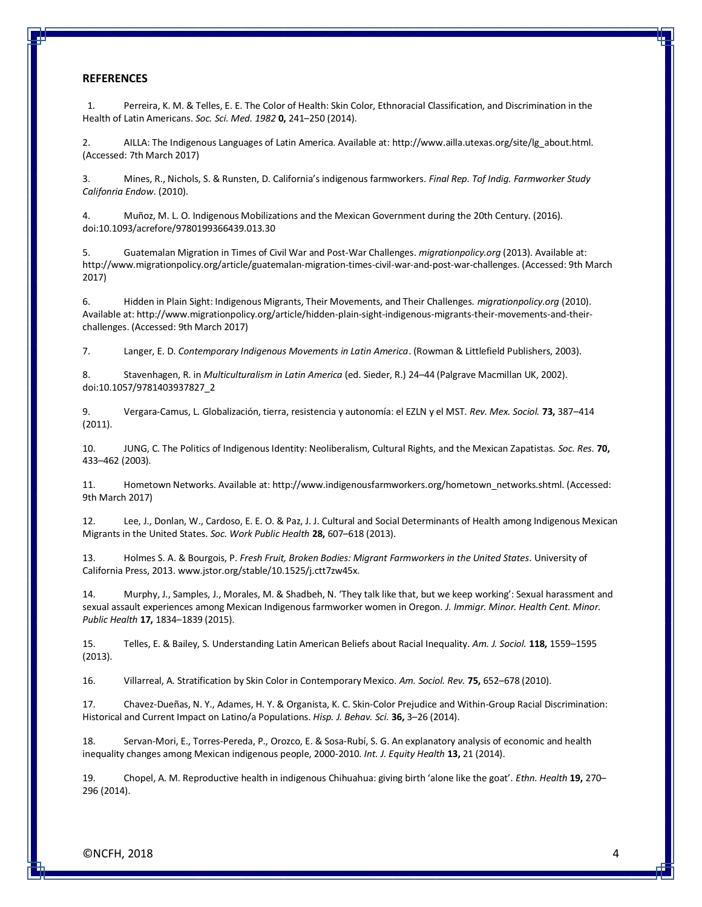## REFERENCES

1. Perreira, K. M. & Telles, E. E. The Color of Health: Skin Color, Ethnoracial Classification, and Discrimination in the Health of Latin Americans. *Soc. Sci. Med. 1982* **0,** 241–250 (2014).

2. AILLA: The Indigenous Languages of Latin America. Available at: http://www.ailla.utexas.org/site/lg_about.html. (Accessed: 7th March 2017)

3. Mines, R., Nichols, S. & Runsten, D. California's indigenous farmworkers. *Final Rep. Tof Indig. Farmworker Study Califonria Endow.* (2010).

4. Muñoz, M. L. O. Indigenous Mobilizations and the Mexican Government during the 20th Century. (2016). doi:10.1093/acrefore/9780199366439.013.30

5. Guatemalan Migration in Times of Civil War and Post-War Challenges. *migrationpolicy.org* (2013). Available at: http://www.migrationpolicy.org/article/guatemalan-migration-times-civil-war-and-post-war-challenges. (Accessed: 9th March 2017)

6. Hidden in Plain Sight: Indigenous Migrants, Their Movements, and Their Challenges. *migrationpolicy.org* (2010). Available at: http://www.migrationpolicy.org/article/hidden-plain-sight-indigenous-migrants-their-movements-and-their-challenges. (Accessed: 9th March 2017)

7. Langer, E. D. *Contemporary Indigenous Movements in Latin America*. (Rowman & Littlefield Publishers, 2003).

8. Stavenhagen, R. in *Multiculturalism in Latin America* (ed. Sieder, R.) 24–44 (Palgrave Macmillan UK, 2002). doi:10.1057/9781403937827_2

9. Vergara-Camus, L. Globalización, tierra, resistencia y autonomía: el EZLN y el MST. *Rev. Mex. Sociol.* **73,** 387–414 (2011).

10. JUNG, C. The Politics of Indigenous Identity: Neoliberalism, Cultural Rights, and the Mexican Zapatistas. *Soc. Res.* **70,** 433–462 (2003).

11. Hometown Networks. Available at: http://www.indigenousfarmworkers.org/hometown_networks.shtml. (Accessed: 9th March 2017)

12. Lee, J., Donlan, W., Cardoso, E. E. O. & Paz, J. J. Cultural and Social Determinants of Health among Indigenous Mexican Migrants in the United States. *Soc. Work Public Health* **28,** 607–618 (2013).

13. Holmes S. A. & Bourgois, P. *Fresh Fruit, Broken Bodies: Migrant Farmworkers in the United States*. University of California Press, 2013. www.jstor.org/stable/10.1525/j.ctt7zw45x.

14. Murphy, J., Samples, J., Morales, M. & Shadbeh, N. 'They talk like that, but we keep working': Sexual harassment and sexual assault experiences among Mexican Indigenous farmworker women in Oregon. *J. Immigr. Minor. Health Cent. Minor. Public Health* **17,** 1834–1839 (2015).

15. Telles, E. & Bailey, S. Understanding Latin American Beliefs about Racial Inequality. *Am. J. Sociol.* **118,** 1559–1595 (2013).

16. Villarreal, A. Stratification by Skin Color in Contemporary Mexico. *Am. Sociol. Rev.* **75,** 652–678 (2010).

17. Chavez-Dueñas, N. Y., Adames, H. Y. & Organista, K. C. Skin-Color Prejudice and Within-Group Racial Discrimination: Historical and Current Impact on Latino/a Populations. *Hisp. J. Behav. Sci.* **36,** 3–26 (2014).

18. Servan-Mori, E., Torres-Pereda, P., Orozco, E. & Sosa-Rubí, S. G. An explanatory analysis of economic and health inequality changes among Mexican indigenous people, 2000-2010. *Int. J. Equity Health* **13,** 21 (2014).

19. Chopel, A. M. Reproductive health in indigenous Chihuahua: giving birth 'alone like the goat'. *Ethn. Health* **19,** 270–296 (2014).

©NCFH, 2018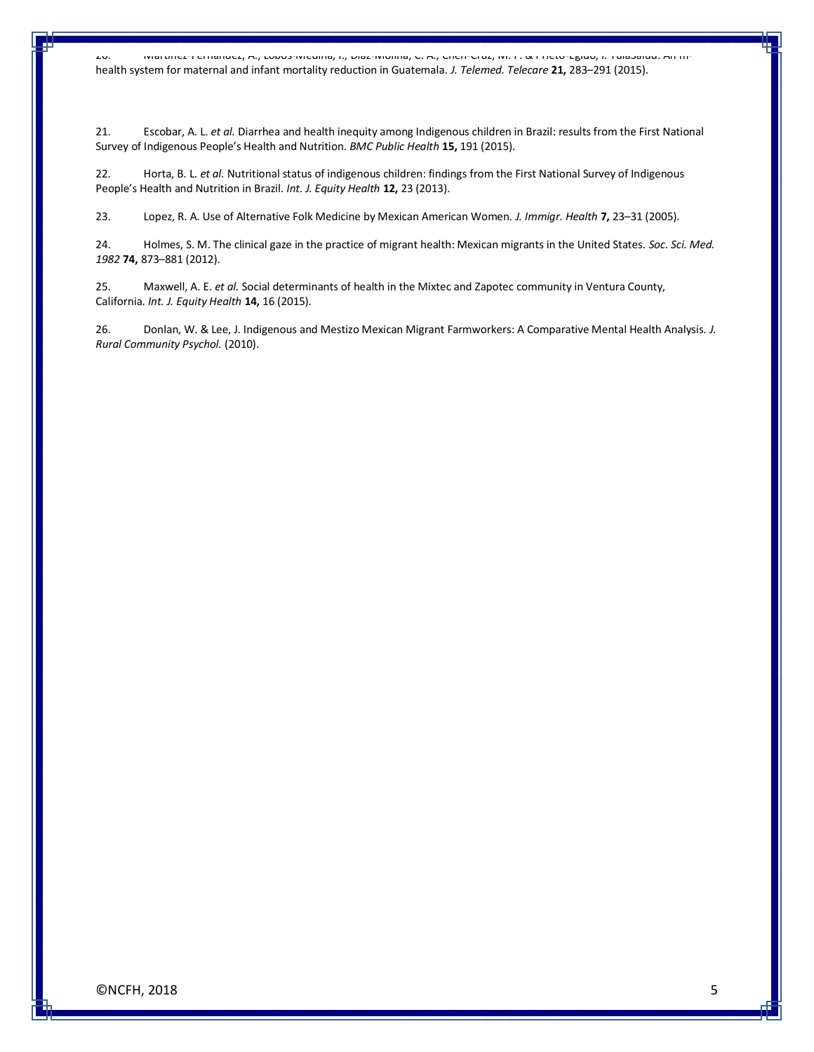20. Martinez-Fernandez, A., Lobos-Medina, I., Diaz-Molina, C. A., Chen-Cruz, M. F. & Prieto-Egido, I. TulaSalud: An m-health system for maternal and infant mortality reduction in Guatemala. *J. Telemed. Telecare* **21,** 283–291 (2015).

21. Escobar, A. L. *et al.* Diarrhea and health inequity among Indigenous children in Brazil: results from the First National Survey of Indigenous People's Health and Nutrition. *BMC Public Health* **15,** 191 (2015).

22. Horta, B. L. *et al.* Nutritional status of indigenous children: findings from the First National Survey of Indigenous People's Health and Nutrition in Brazil. *Int. J. Equity Health* **12,** 23 (2013).

23. Lopez, R. A. Use of Alternative Folk Medicine by Mexican American Women. *J. Immigr. Health* **7,** 23–31 (2005).

24. Holmes, S. M. The clinical gaze in the practice of migrant health: Mexican migrants in the United States. *Soc. Sci. Med. 1982* **74,** 873–881 (2012).

25. Maxwell, A. E. *et al.* Social determinants of health in the Mixtec and Zapotec community in Ventura County, California. *Int. J. Equity Health* **14,** 16 (2015).

26. Donlan, W. & Lee, J. Indigenous and Mestizo Mexican Migrant Farmworkers: A Comparative Mental Health Analysis. *J. Rural Community Psychol.* (2010).

©NCFH, 2018